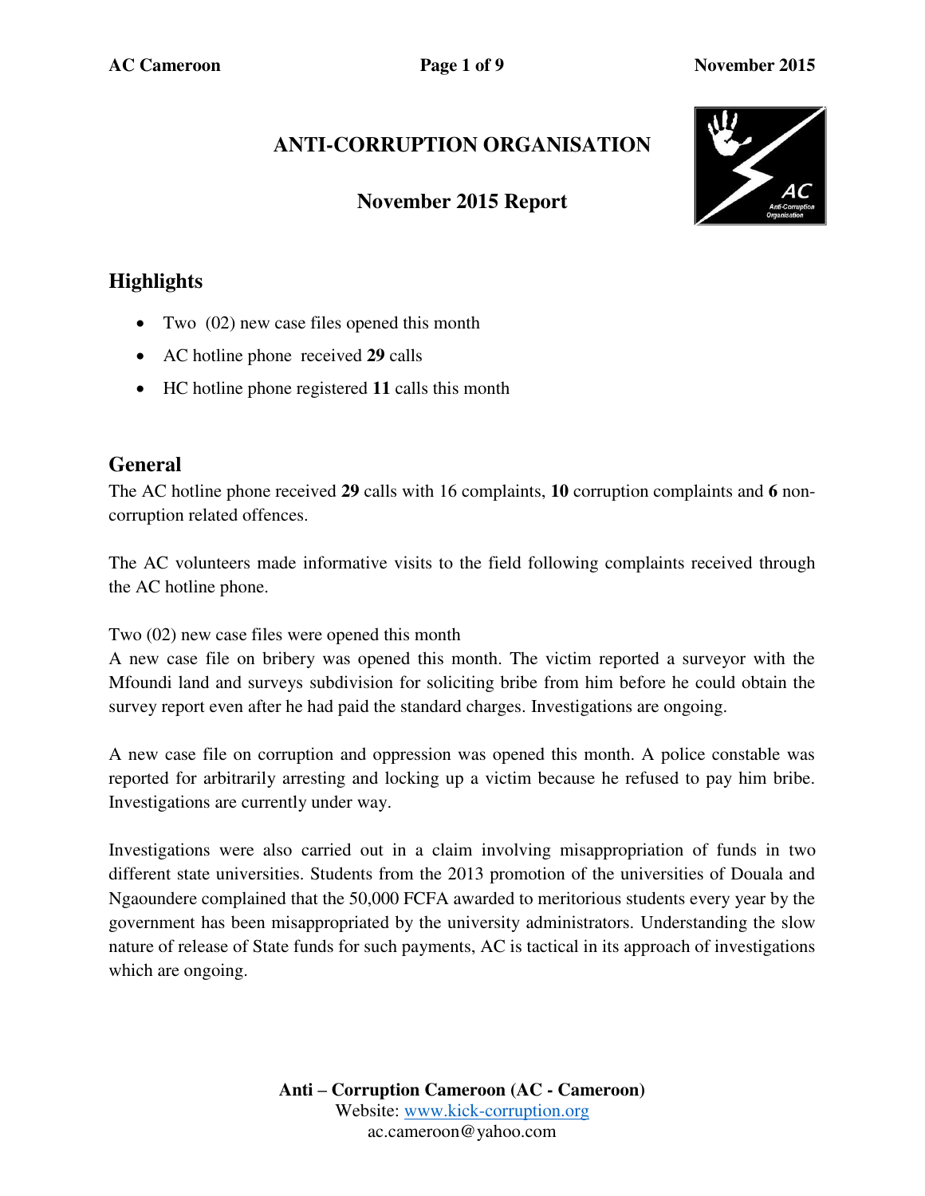# ANTI-CORRUPTION ORGANISATION

## November 2015 Report

## Highlights

- Two (02) new case files opened this month
- AC hotline phone received **29** calls
- HC hotline phone registered **11** calls this month

## General

The AC hotline phone received **29** calls with 16 complaints, **10** corruption complaints and **6** non-corruption related offences.

The AC volunteers made informative visits to the field following complaints received through the AC hotline phone.

Two (02) new case files were opened this month

A new case file on bribery was opened this month. The victim reported a surveyor with the Mfoundi land and surveys subdivision for soliciting bribe from him before he could obtain the survey report even after he had paid the standard charges. Investigations are ongoing.

A new case file on corruption and oppression was opened this month. A police constable was reported for arbitrarily arresting and locking up a victim because he refused to pay him bribe. Investigations are currently under way.

Investigations were also carried out in a claim involving misappropriation of funds in two different state universities. Students from the 2013 promotion of the universities of Douala and Ngaoundere complained that the 50,000 FCFA awarded to meritorious students every year by the government has been misappropriated by the university administrators. Understanding the slow nature of release of State funds for such payments, AC is tactical in its approach of investigations which are ongoing.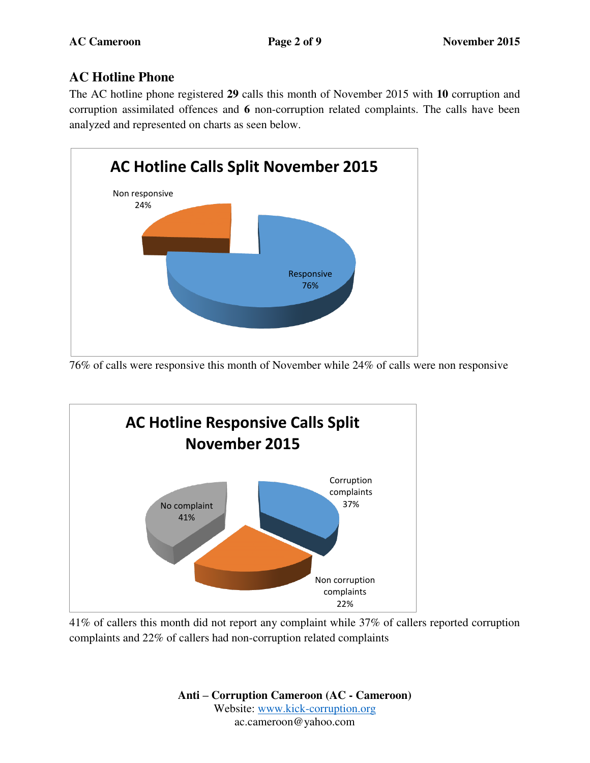## AC Hotline Phone

The AC hotline phone registered **29** calls this month of November 2015 with **10** corruption and corruption assimilated offences and **6** non-corruption related complaints. The calls have been analyzed and represented on charts as seen below.

**AC Hotline Calls Split November 2015**

Non responsive 24%

Responsive 76%

76% of calls were responsive this month of November while 24% of calls were non responsive

**AC Hotline Responsive Calls Split November 2015**

No complaint 41%

Corruption complaints 37%

Non corruption complaints 22%

41% of callers this month did not report any complaint while 37% of callers reported corruption complaints and 22% of callers had non-corruption related complaints

**Anti – Corruption Cameroon (AC - Cameroon)**
Website: www.kick-corruption.org
ac.cameroon@yahoo.com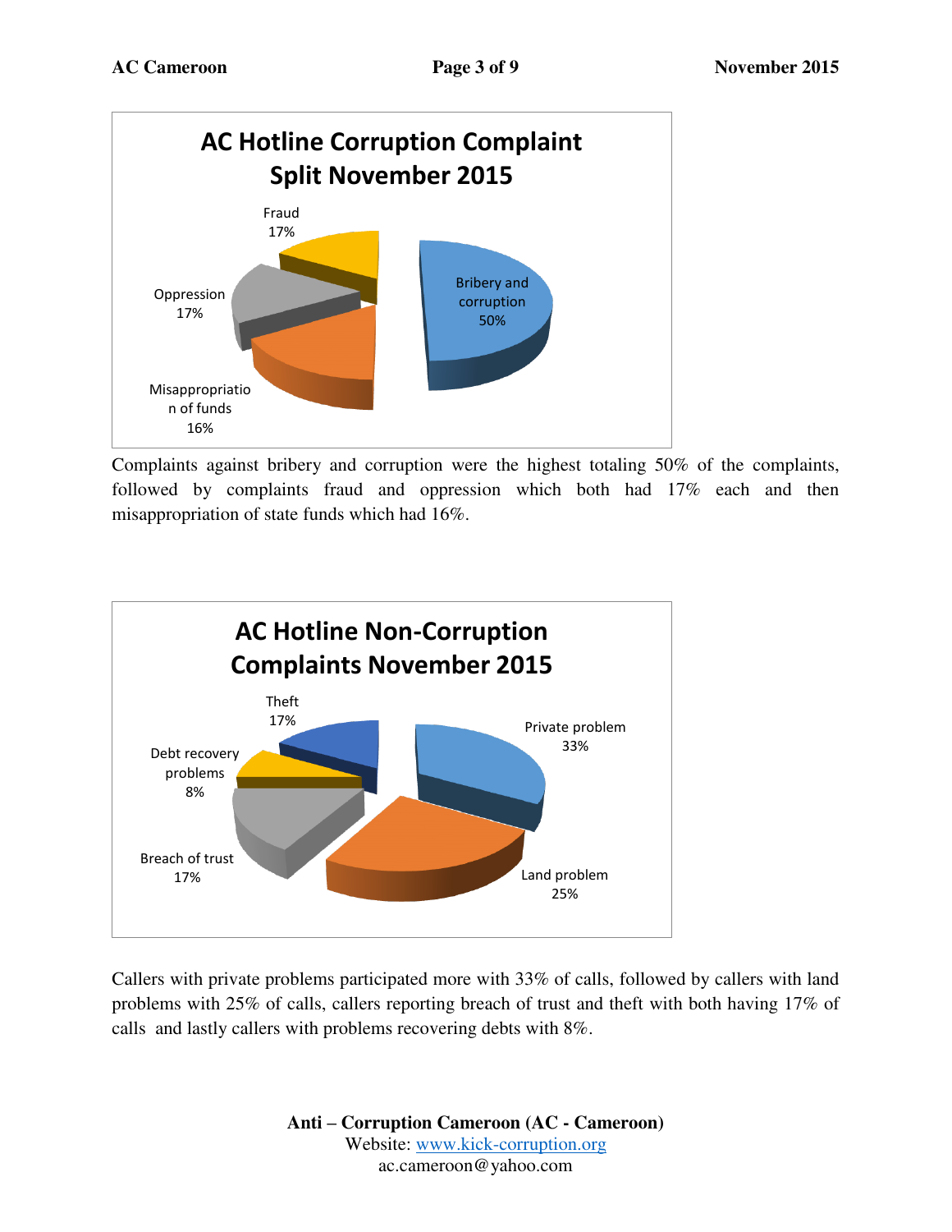## AC Hotline Corruption Complaint Split November 2015

| Category | Percentage |
|---|---|
| Bribery and corruption | 50% |
| Fraud | 17% |
| Oppression | 17% |
| Misappropriation of funds | 16% |

Complaints against bribery and corruption were the highest totaling 50% of the complaints, followed by complaints fraud and oppression which both had 17% each and then misappropriation of state funds which had 16%.

## AC Hotline Non-Corruption Complaints November 2015

| Category | Percentage |
|---|---|
| Private problem | 33% |
| Land problem | 25% |
| Breach of trust | 17% |
| Theft | 17% |
| Debt recovery problems | 8% |

Callers with private problems participated more with 33% of calls, followed by callers with land problems with 25% of calls, callers reporting breach of trust and theft with both having 17% of calls and lastly callers with problems recovering debts with 8%.

**Anti – Corruption Cameroon (AC - Cameroon)**
Website: www.kick-corruption.org
ac.cameroon@yahoo.com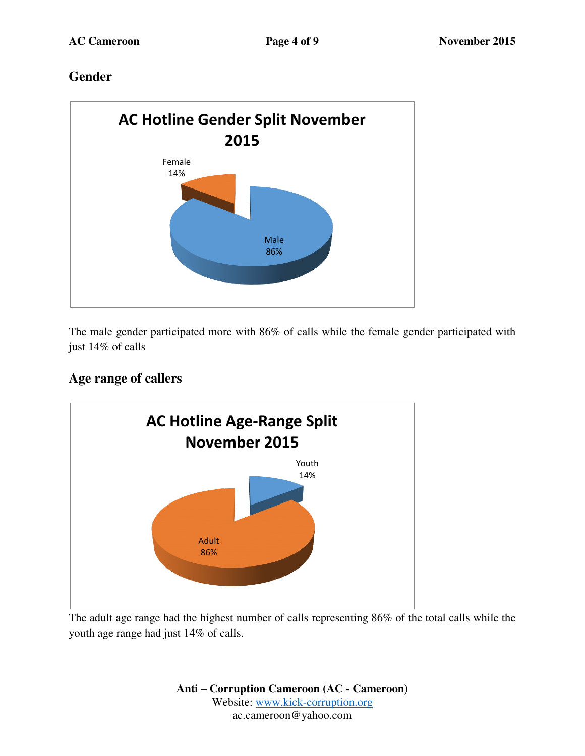## Gender

**AC Hotline Gender Split November 2015**

Female 14%

Male 86%

The male gender participated more with 86% of calls while the female gender participated with just 14% of calls

## Age range of callers

**AC Hotline Age-Range Split November 2015**

Youth 14%

Adult 86%

The adult age range had the highest number of calls representing 86% of the total calls while the youth age range had just 14% of calls.

**Anti – Corruption Cameroon (AC - Cameroon)**
Website: [www.kick-corruption.org](http://www.kick-corruption.org)
ac.cameroon@yahoo.com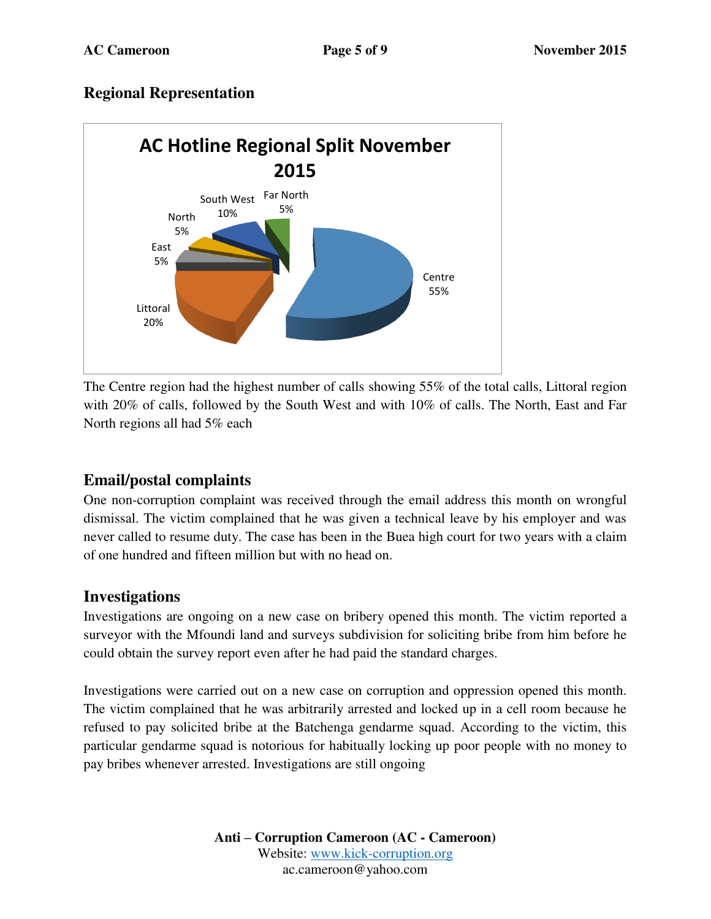## Regional Representation

**AC Hotline Regional Split November 2015**

| Region | Share |
|---|---|
| Centre | 55% |
| Littoral | 20% |
| South West | 10% |
| North | 5% |
| East | 5% |
| Far North | 5% |

The Centre region had the highest number of calls showing 55% of the total calls, Littoral region with 20% of calls, followed by the South West and with 10% of calls. The North, East and Far North regions all had 5% each

## Email/postal complaints

One non-corruption complaint was received through the email address this month on wrongful dismissal. The victim complained that he was given a technical leave by his employer and was never called to resume duty. The case has been in the Buea high court for two years with a claim of one hundred and fifteen million but with no head on.

## Investigations

Investigations are ongoing on a new case on bribery opened this month. The victim reported a surveyor with the Mfoundi land and surveys subdivision for soliciting bribe from him before he could obtain the survey report even after he had paid the standard charges.

Investigations were carried out on a new case on corruption and oppression opened this month. The victim complained that he was arbitrarily arrested and locked up in a cell room because he refused to pay solicited bribe at the Batchenga gendarme squad. According to the victim, this particular gendarme squad is notorious for habitually locking up poor people with no money to pay bribes whenever arrested. Investigations are still ongoing

**Anti – Corruption Cameroon (AC - Cameroon)**
Website: www.kick-corruption.org
ac.cameroon@yahoo.com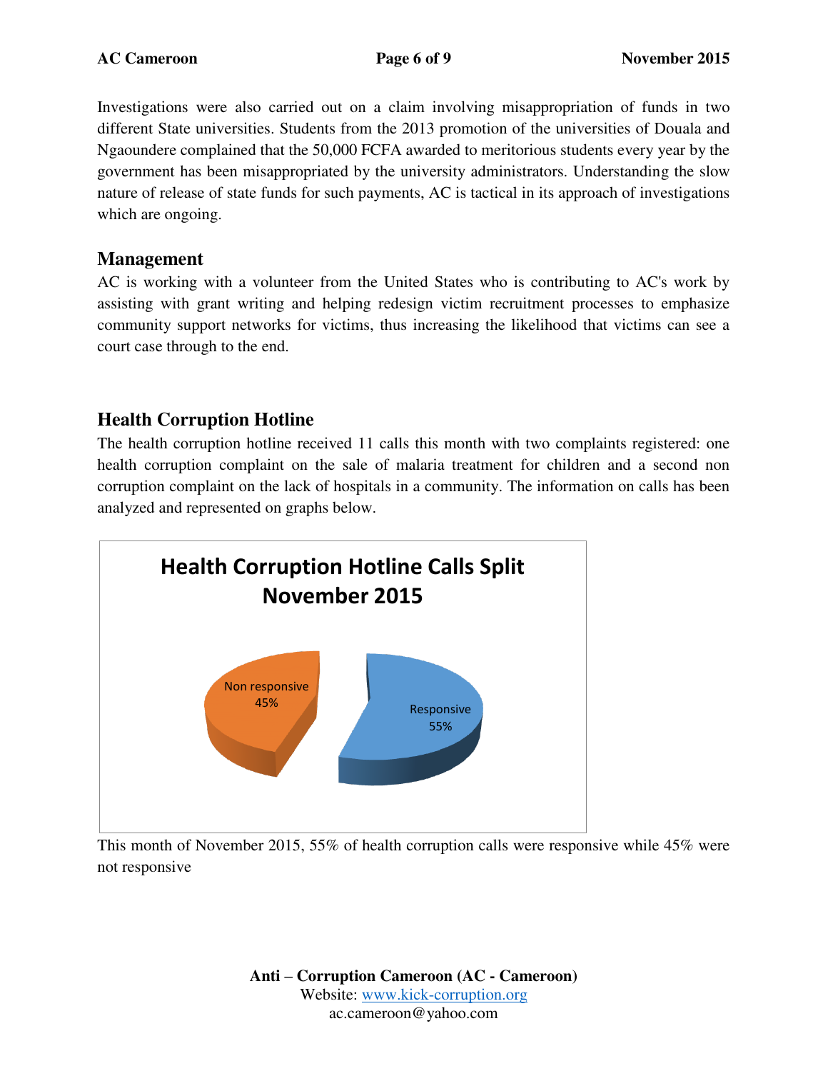Investigations were also carried out on a claim involving misappropriation of funds in two different State universities. Students from the 2013 promotion of the universities of Douala and Ngaoundere complained that the 50,000 FCFA awarded to meritorious students every year by the government has been misappropriated by the university administrators. Understanding the slow nature of release of state funds for such payments, AC is tactical in its approach of investigations which are ongoing.

## Management

AC is working with a volunteer from the United States who is contributing to AC's work by assisting with grant writing and helping redesign victim recruitment processes to emphasize community support networks for victims, thus increasing the likelihood that victims can see a court case through to the end.

## Health Corruption Hotline

The health corruption hotline received 11 calls this month with two complaints registered: one health corruption complaint on the sale of malaria treatment for children and a second non corruption complaint on the lack of hospitals in a community. The information on calls has been analyzed and represented on graphs below.

**Health Corruption Hotline Calls Split November 2015**

| Category | Share |
|---|---|
| Non responsive | 45% |
| Responsive | 55% |

This month of November 2015, 55% of health corruption calls were responsive while 45% were not responsive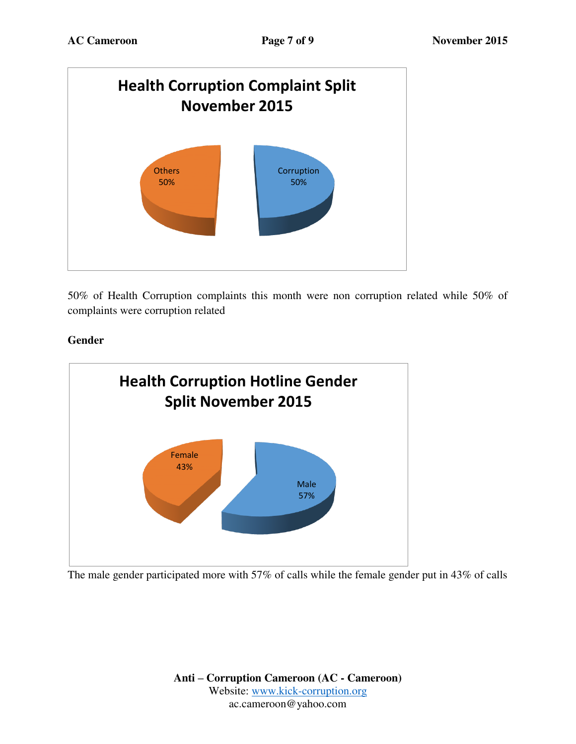**Health Corruption Complaint Split November 2015**

Others 50%

Corruption 50%

50% of Health Corruption complaints this month were non corruption related while 50% of complaints were corruption related

**Gender**

**Health Corruption Hotline Gender Split November 2015**

Female 43%

Male 57%

The male gender participated more with 57% of calls while the female gender put in 43% of calls

**Anti – Corruption Cameroon (AC - Cameroon)**
Website: www.kick-corruption.org
ac.cameroon@yahoo.com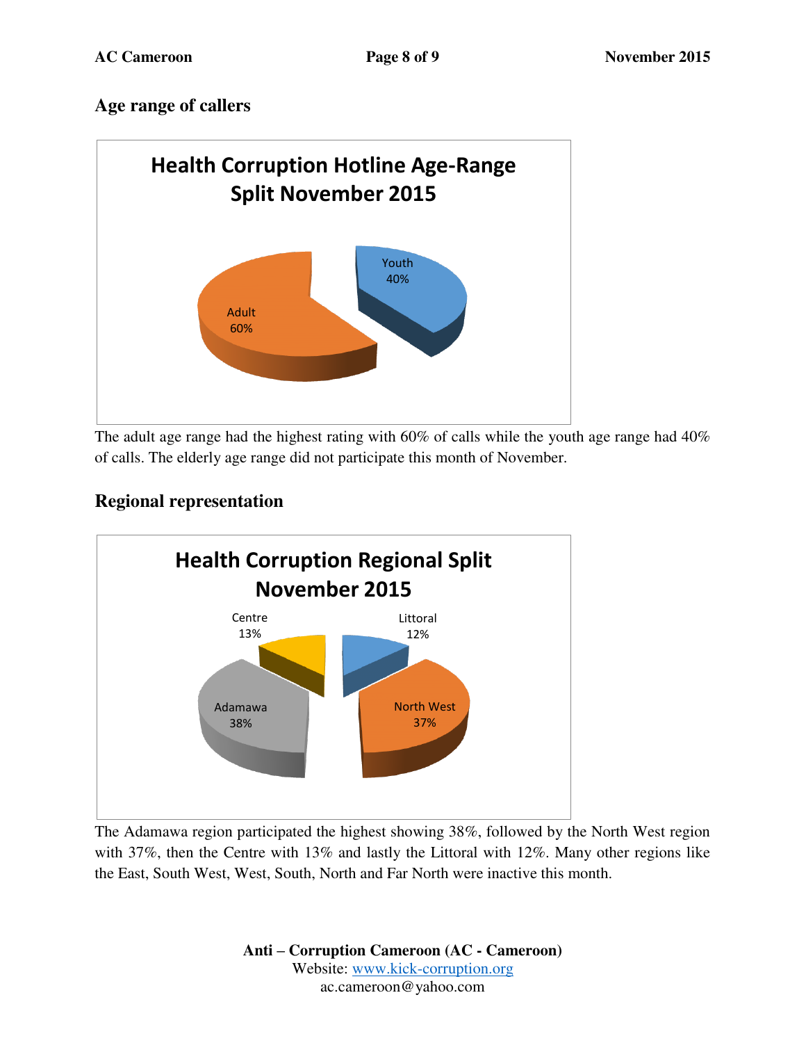## Age range of callers

**Health Corruption Hotline Age-Range Split November 2015**

Adult 60%

Youth 40%

The adult age range had the highest rating with 60% of calls while the youth age range had 40% of calls. The elderly age range did not participate this month of November.

## Regional representation

**Health Corruption Regional Split November 2015**

Centre 13%

Littoral 12%

Adamawa 38%

North West 37%

The Adamawa region participated the highest showing 38%, followed by the North West region with 37%, then the Centre with 13% and lastly the Littoral with 12%. Many other regions like the East, South West, West, South, North and Far North were inactive this month.

**Anti – Corruption Cameroon (AC - Cameroon)**
Website: www.kick-corruption.org
ac.cameroon@yahoo.com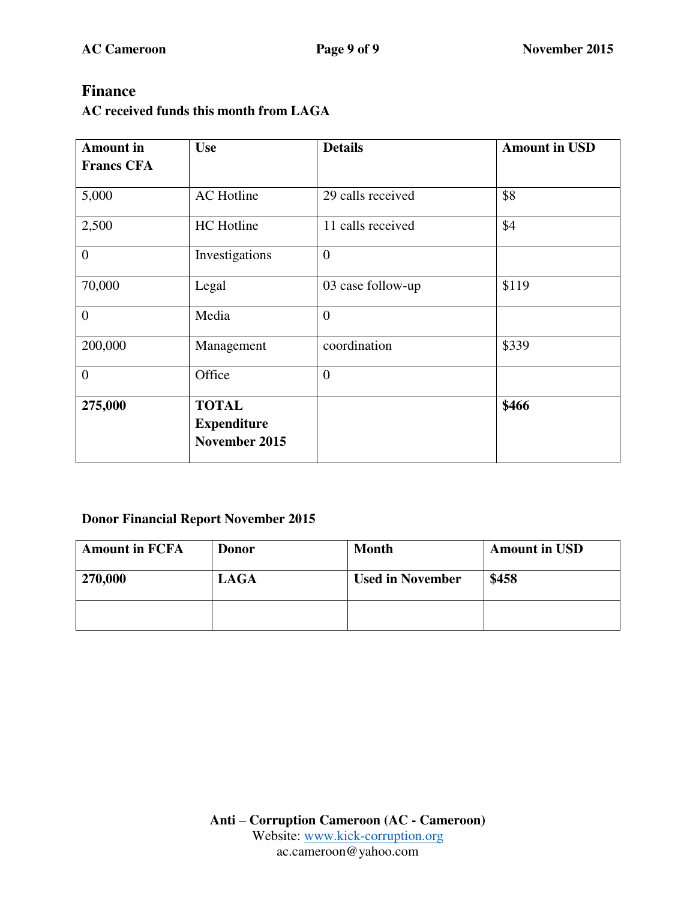## Finance

**AC received funds this month from LAGA**

| Amount in Francs CFA | Use | Details | Amount in USD |
|---|---|---|---|
| 5,000 | AC Hotline | 29 calls received | $8 |
| 2,500 | HC Hotline | 11 calls received | $4 |
| 0 | Investigations | 0 | |
| 70,000 | Legal | 03 case follow-up | $119 |
| 0 | Media | 0 | |
| 200,000 | Management | coordination | $339 |
| 0 | Office | 0 | |
| **275,000** | **TOTAL Expenditure November 2015** | | **$466** |

**Donor Financial Report November 2015**

| Amount in FCFA | Donor | Month | Amount in USD |
|---|---|---|---|
| **270,000** | **LAGA** | **Used in November** | **$458** |
| | | | |

**Anti – Corruption Cameroon (AC - Cameroon)**
Website: www.kick-corruption.org
ac.cameroon@yahoo.com